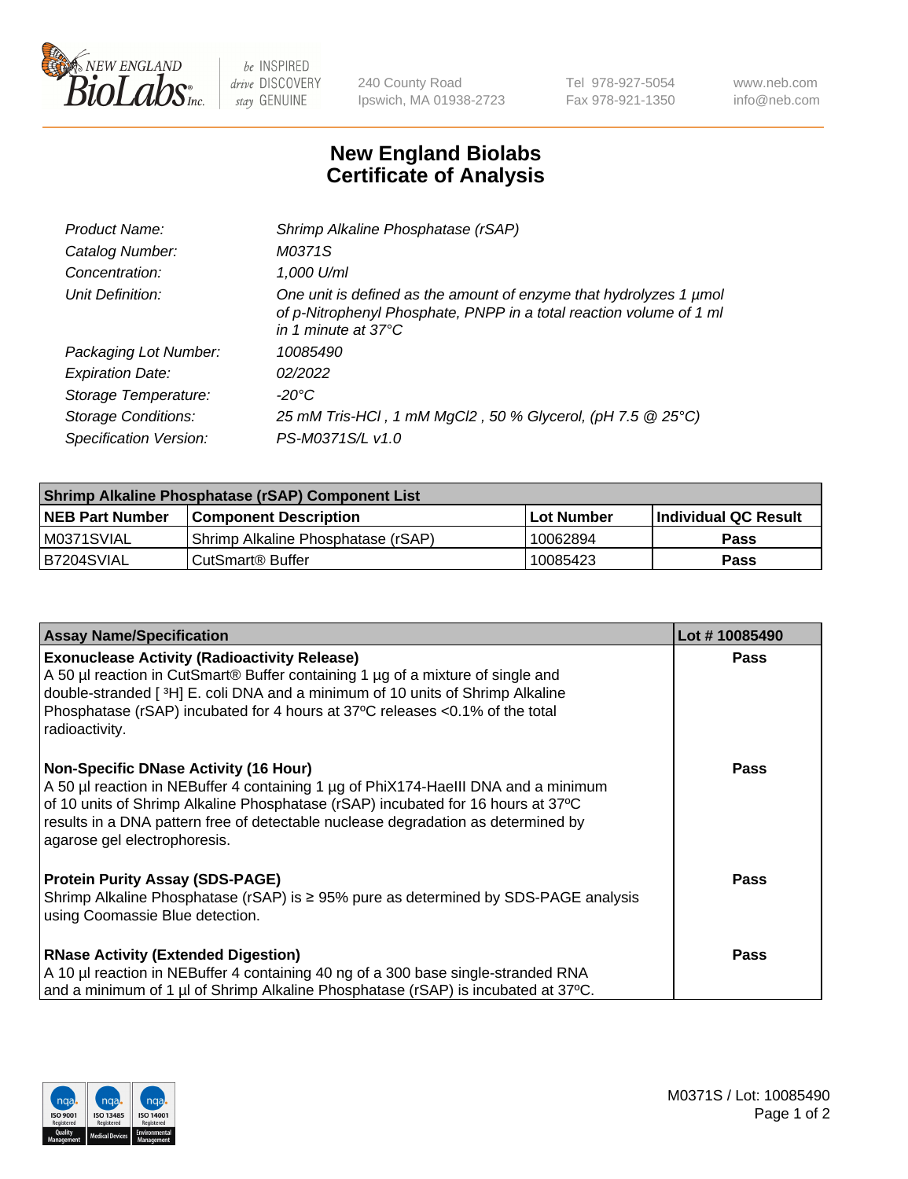# New England Biolabs Certificate of Analysis

| | |
|---|---|
| *Product Name:* | *Shrimp Alkaline Phosphatase (rSAP)* |
| *Catalog Number:* | *M0371S* |
| *Concentration:* | *1,000 U/ml* |
| *Unit Definition:* | *One unit is defined as the amount of enzyme that hydrolyzes 1 µmol of p-Nitrophenyl Phosphate, PNPP in a total reaction volume of 1 ml in 1 minute at 37°C* |
| *Packaging Lot Number:* | *10085490* |
| *Expiration Date:* | *02/2022* |
| *Storage Temperature:* | *-20°C* |
| *Storage Conditions:* | *25 mM Tris-HCl , 1 mM $MgCl_2$ , 50 % Glycerol, (pH 7.5 @ 25°C)* |
| *Specification Version:* | *PS-M0371S/L v1.0* |

| Shrimp Alkaline Phosphatase (rSAP) Component List | | | |
|---|---|---|---|
| **NEB Part Number** | **Component Description** | **Lot Number** | **Individual QC Result** |
| M0371SVIAL | Shrimp Alkaline Phosphatase (rSAP) | 10062894 | **Pass** |
| B7204SVIAL | CutSmart® Buffer | 10085423 | **Pass** |

| Assay Name/Specification | Lot # 10085490 |
|---|---|
| **Exonuclease Activity (Radioactivity Release)**<br>A 50 µl reaction in CutSmart® Buffer containing 1 µg of a mixture of single and double-stranded [ $^3$H] E. coli DNA and a minimum of 10 units of Shrimp Alkaline Phosphatase (rSAP) incubated for 4 hours at 37ºC releases <0.1% of the total radioactivity. | **Pass** |
| **Non-Specific DNase Activity (16 Hour)**<br>A 50 µl reaction in NEBuffer 4 containing 1 µg of PhiX174-HaeIII DNA and a minimum of 10 units of Shrimp Alkaline Phosphatase (rSAP) incubated for 16 hours at 37ºC results in a DNA pattern free of detectable nuclease degradation as determined by agarose gel electrophoresis. | **Pass** |
| **Protein Purity Assay (SDS-PAGE)**<br>Shrimp Alkaline Phosphatase (rSAP) is ≥ 95% pure as determined by SDS-PAGE analysis using Coomassie Blue detection. | **Pass** |
| **RNase Activity (Extended Digestion)**<br>A 10 µl reaction in NEBuffer 4 containing 40 ng of a 300 base single-stranded RNA and a minimum of 1 µl of Shrimp Alkaline Phosphatase (rSAP) is incubated at 37ºC. | **Pass** |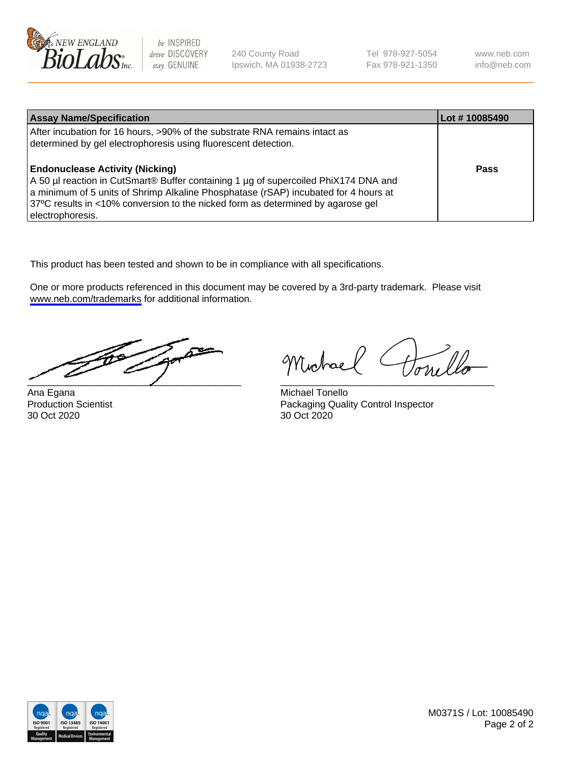| Assay Name/Specification | Lot # 10085490 |
| --- | --- |
| After incubation for 16 hours, >90% of the substrate RNA remains intact as determined by gel electrophoresis using fluorescent detection. | |
| **Endonuclease Activity (Nicking)**<br>A 50 µl reaction in CutSmart® Buffer containing 1 µg of supercoiled PhiX174 DNA and a minimum of 5 units of Shrimp Alkaline Phosphatase (rSAP) incubated for 4 hours at 37ºC results in <10% conversion to the nicked form as determined by agarose gel electrophoresis. | **Pass** |

This product has been tested and shown to be in compliance with all specifications.

One or more products referenced in this document may be covered by a 3rd-party trademark. Please visit www.neb.com/trademarks for additional information.

Ana Egana
Production Scientist
30 Oct 2020

Michael Tonello
Packaging Quality Control Inspector
30 Oct 2020

M0371S / Lot: 10085490